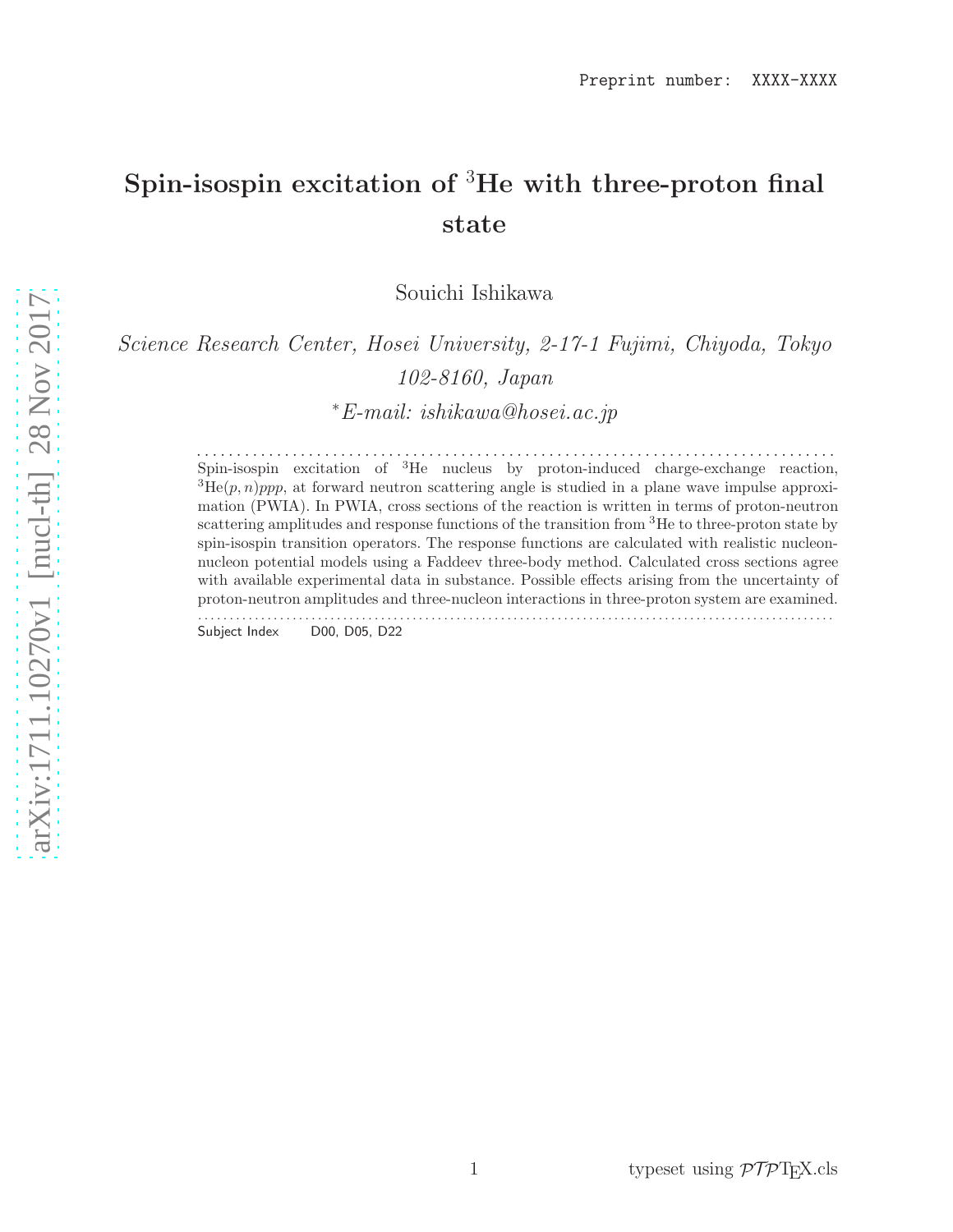Preprint number: XXXX-XXXX

# Spin-isospin excitation of $^3$He with three-proton final state

Souichi Ishikawa

*Science Research Center, Hosei University, 2-17-1 Fujimi, Chiyoda, Tokyo 102-8160, Japan*

*$^*$E-mail: ishikawa@hosei.ac.jp*

Spin-isospin excitation of $^3$He nucleus by proton-induced charge-exchange reaction, $^3$He$(p,n)ppp$, at forward neutron scattering angle is studied in a plane wave impulse approximation (PWIA). In PWIA, cross sections of the reaction is written in terms of proton-neutron scattering amplitudes and response functions of the transition from $^3$He to three-proton state by spin-isospin transition operators. The response functions are calculated with realistic nucleon-nucleon potential models using a Faddeev three-body method. Calculated cross sections agree with available experimental data in substance. Possible effects arising from the uncertainty of proton-neutron amplitudes and three-nucleon interactions in three-proton system are examined.

Subject Index D00, D05, D22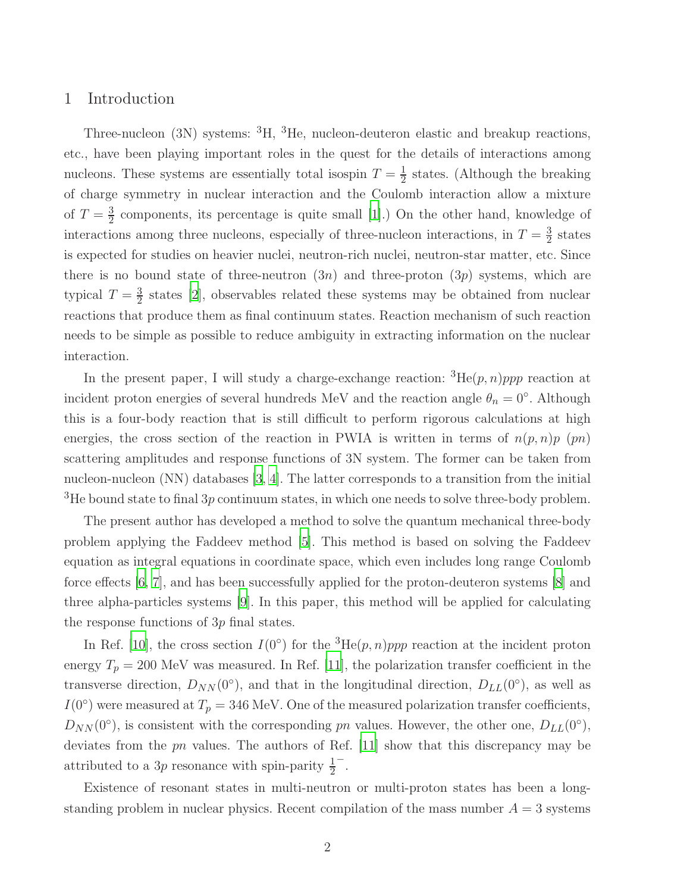# 1 Introduction

Three-nucleon (3N) systems: $^3$H, $^3$He, nucleon-deuteron elastic and breakup reactions, etc., have been playing important roles in the quest for the details of interactions among nucleons. These systems are essentially total isospin $T = \frac{1}{2}$ states. (Although the breaking of charge symmetry in nuclear interaction and the Coulomb interaction allow a mixture of $T = \frac{3}{2}$ components, its percentage is quite small [1].) On the other hand, knowledge of interactions among three nucleons, especially of three-nucleon interactions, in $T = \frac{3}{2}$ states is expected for studies on heavier nuclei, neutron-rich nuclei, neutron-star matter, etc. Since there is no bound state of three-neutron ($3n$) and three-proton ($3p$) systems, which are typical $T = \frac{3}{2}$ states [2], observables related these systems may be obtained from nuclear reactions that produce them as final continuum states. Reaction mechanism of such reaction needs to be simple as possible to reduce ambiguity in extracting information on the nuclear interaction.

In the present paper, I will study a charge-exchange reaction: $^3$He$(p,n)ppp$ reaction at incident proton energies of several hundreds MeV and the reaction angle $\theta_n = 0^\circ$. Although this is a four-body reaction that is still difficult to perform rigorous calculations at high energies, the cross section of the reaction in PWIA is written in terms of $n(p,n)p$ ($pn$) scattering amplitudes and response functions of 3N system. The former can be taken from nucleon-nucleon (NN) databases [3, 4]. The latter corresponds to a transition from the initial $^3$He bound state to final $3p$ continuum states, in which one needs to solve three-body problem.

The present author has developed a method to solve the quantum mechanical three-body problem applying the Faddeev method [5]. This method is based on solving the Faddeev equation as integral equations in coordinate space, which even includes long range Coulomb force effects [6, 7], and has been successfully applied for the proton-deuteron systems [8] and three alpha-particles systems [9]. In this paper, this method will be applied for calculating the response functions of $3p$ final states.

In Ref. [10], the cross section $I(0^\circ)$ for the $^3$He$(p,n)ppp$ reaction at the incident proton energy $T_p = 200$ MeV was measured. In Ref. [11], the polarization transfer coefficient in the transverse direction, $D_{NN}(0^\circ)$, and that in the longitudinal direction, $D_{LL}(0^\circ)$, as well as $I(0^\circ)$ were measured at $T_p = 346$ MeV. One of the measured polarization transfer coefficients, $D_{NN}(0^\circ)$, is consistent with the corresponding $pn$ values. However, the other one, $D_{LL}(0^\circ)$, deviates from the $pn$ values. The authors of Ref. [11] show that this discrepancy may be attributed to a $3p$ resonance with spin-parity $\frac{1}{2}^-$.

Existence of resonant states in multi-neutron or multi-proton states has been a long-standing problem in nuclear physics. Recent compilation of the mass number $A = 3$ systems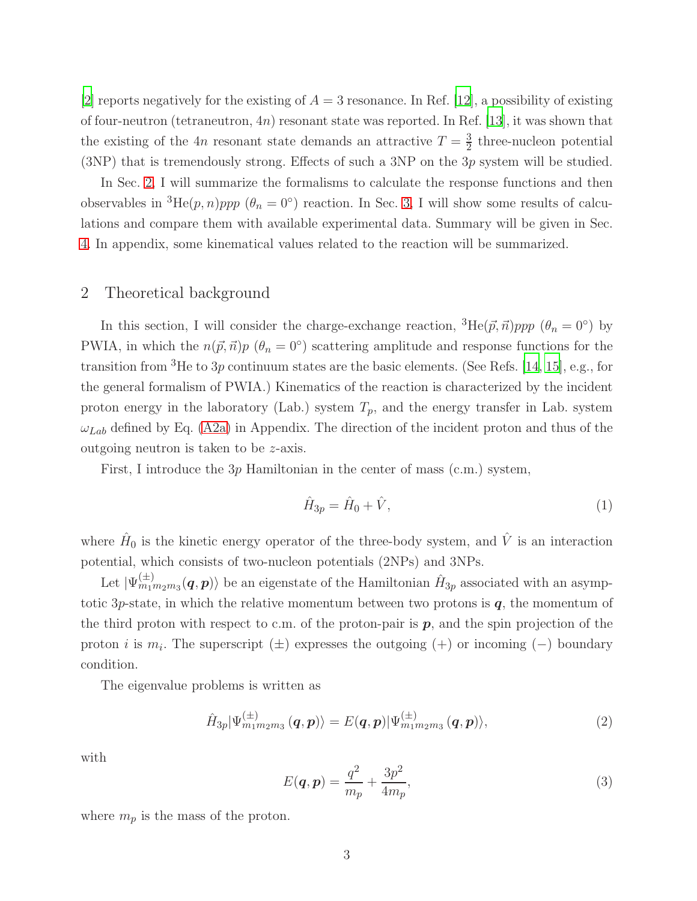[2] reports negatively for the existing of $A = 3$ resonance. In Ref. [12], a possibility of existing of four-neutron (tetraneutron, $4n$) resonant state was reported. In Ref. [13], it was shown that the existing of the $4n$ resonant state demands an attractive $T = \frac{3}{2}$ three-nucleon potential (3NP) that is tremendously strong. Effects of such a 3NP on the $3p$ system will be studied.

In Sec. 2, I will summarize the formalisms to calculate the response functions and then observables in $^3\text{He}(p,n)ppp$ ($\theta_n = 0°$) reaction. In Sec. 3, I will show some results of calculations and compare them with available experimental data. Summary will be given in Sec. 4. In appendix, some kinematical values related to the reaction will be summarized.

## 2 Theoretical background

In this section, I will consider the charge-exchange reaction, $^3\text{He}(\vec{p},\vec{n})ppp$ ($\theta_n = 0°$) by PWIA, in which the $n(\vec{p},\vec{n})p$ ($\theta_n = 0°$) scattering amplitude and response functions for the transition from $^3$He to $3p$ continuum states are the basic elements. (See Refs. [14, 15], e.g., for the general formalism of PWIA.) Kinematics of the reaction is characterized by the incident proton energy in the laboratory (Lab.) system $T_p$, and the energy transfer in Lab. system $\omega_{Lab}$ defined by Eq. (A2a) in Appendix. The direction of the incident proton and thus of the outgoing neutron is taken to be $z$-axis.

First, I introduce the $3p$ Hamiltonian in the center of mass (c.m.) system,

$$\hat{H}_{3p} = \hat{H}_0 + \hat{V}, \tag{1}$$

where $\hat{H}_0$ is the kinetic energy operator of the three-body system, and $\hat{V}$ is an interaction potential, which consists of two-nucleon potentials (2NPs) and 3NPs.

Let $|\Psi^{(\pm)}_{m_1m_2m_3}(\boldsymbol{q},\boldsymbol{p})\rangle$ be an eigenstate of the Hamiltonian $\hat{H}_{3p}$ associated with an asymptotic $3p$-state, in which the relative momentum between two protons is $\boldsymbol{q}$, the momentum of the third proton with respect to c.m. of the proton-pair is $\boldsymbol{p}$, and the spin projection of the proton $i$ is $m_i$. The superscript $(\pm)$ expresses the outgoing $(+)$ or incoming $(-)$ boundary condition.

The eigenvalue problems is written as

$$\hat{H}_{3p}|\Psi^{(\pm)}_{m_1m_2m_3}(\boldsymbol{q},\boldsymbol{p})\rangle = E(\boldsymbol{q},\boldsymbol{p})|\Psi^{(\pm)}_{m_1m_2m_3}(\boldsymbol{q},\boldsymbol{p})\rangle, \tag{2}$$

with

$$E(\boldsymbol{q},\boldsymbol{p}) = \frac{q^2}{m_p} + \frac{3p^2}{4m_p}, \tag{3}$$

where $m_p$ is the mass of the proton.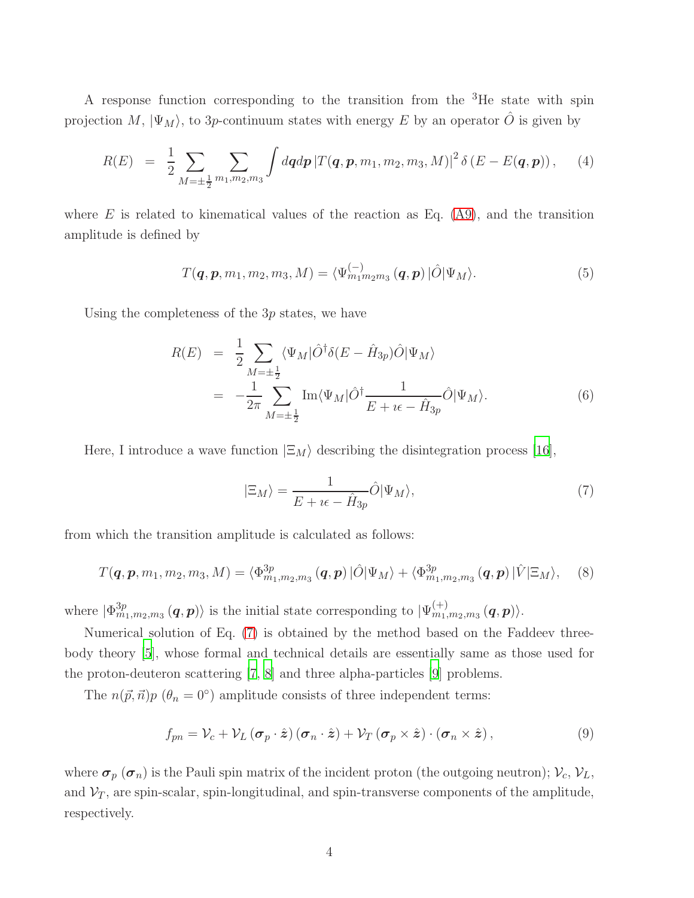A response function corresponding to the transition from the $^3$He state with spin projection $M$, $|\Psi_M\rangle$, to $3p$-continuum states with energy $E$ by an operator $\hat{O}$ is given by

$$R(E) = \frac{1}{2} \sum_{M=\pm\frac{1}{2}} \sum_{m_1,m_2,m_3} \int d\boldsymbol{q} d\boldsymbol{p} \left| T(\boldsymbol{q}, \boldsymbol{p}, m_1, m_2, m_3, M) \right|^2 \delta \left( E - E(\boldsymbol{q}, \boldsymbol{p}) \right), \quad (4)$$

where $E$ is related to kinematical values of the reaction as Eq. (A9), and the transition amplitude is defined by

$$T(\boldsymbol{q}, \boldsymbol{p}, m_1, m_2, m_3, M) = \langle \Psi^{(-)}_{m_1 m_2 m_3}(\boldsymbol{q}, \boldsymbol{p}) | \hat{O} | \Psi_M \rangle. \quad (5)$$

Using the completeness of the $3p$ states, we have

$$\begin{aligned} R(E) &= \frac{1}{2} \sum_{M=\pm\frac{1}{2}} \langle \Psi_M | \hat{O}^\dagger \delta(E - \hat{H}_{3p}) \hat{O} | \Psi_M \rangle \\ &= -\frac{1}{2\pi} \sum_{M=\pm\frac{1}{2}} \mathrm{Im} \langle \Psi_M | \hat{O}^\dagger \frac{1}{E + \imath\epsilon - \hat{H}_{3p}} \hat{O} | \Psi_M \rangle. \end{aligned} \quad (6)$$

Here, I introduce a wave function $|\Xi_M\rangle$ describing the disintegration process [16],

$$|\Xi_M\rangle = \frac{1}{E + \imath\epsilon - \hat{H}_{3p}} \hat{O} |\Psi_M\rangle, \quad (7)$$

from which the transition amplitude is calculated as follows:

$$T(\boldsymbol{q}, \boldsymbol{p}, m_1, m_2, m_3, M) = \langle \Phi^{3p}_{m_1,m_2,m_3}(\boldsymbol{q}, \boldsymbol{p}) | \hat{O} | \Psi_M \rangle + \langle \Phi^{3p}_{m_1,m_2,m_3}(\boldsymbol{q}, \boldsymbol{p}) | \hat{V} | \Xi_M \rangle, \quad (8)$$

where $|\Phi^{3p}_{m_1,m_2,m_3}(\boldsymbol{q}, \boldsymbol{p})\rangle$ is the initial state corresponding to $|\Psi^{(+)}_{m_1,m_2,m_3}(\boldsymbol{q}, \boldsymbol{p})\rangle$.

Numerical solution of Eq. (7) is obtained by the method based on the Faddeev three-body theory [5], whose formal and technical details are essentially same as those used for the proton-deuteron scattering [7, 8] and three alpha-particles [9] problems.

The $n(\vec{p}, \vec{n})p$ ($\theta_n = 0^\circ$) amplitude consists of three independent terms:

$$f_{pn} = \mathcal{V}_c + \mathcal{V}_L \left( \boldsymbol{\sigma}_p \cdot \hat{\boldsymbol{z}} \right) \left( \boldsymbol{\sigma}_n \cdot \hat{\boldsymbol{z}} \right) + \mathcal{V}_T \left( \boldsymbol{\sigma}_p \times \hat{\boldsymbol{z}} \right) \cdot \left( \boldsymbol{\sigma}_n \times \hat{\boldsymbol{z}} \right), \quad (9)$$

where $\boldsymbol{\sigma}_p$ ($\boldsymbol{\sigma}_n$) is the Pauli spin matrix of the incident proton (the outgoing neutron); $\mathcal{V}_c$, $\mathcal{V}_L$, and $\mathcal{V}_T$, are spin-scalar, spin-longitudinal, and spin-transverse components of the amplitude, respectively.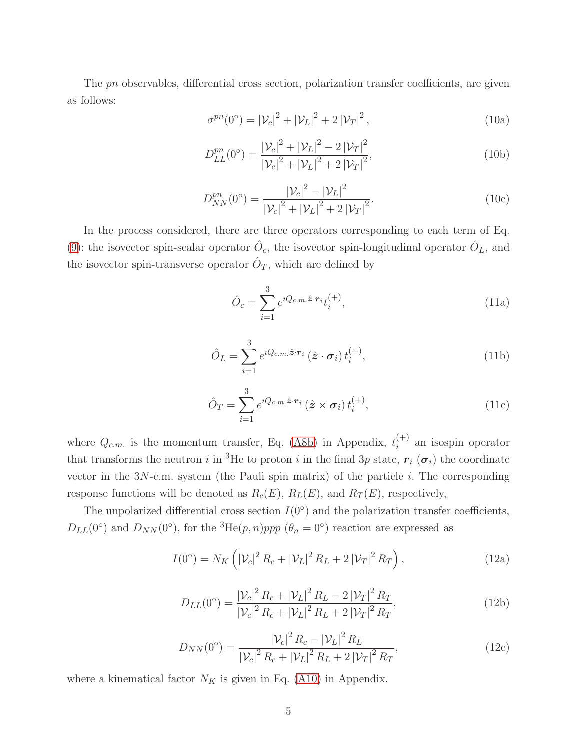The $pn$ observables, differential cross section, polarization transfer coefficients, are given as follows:

$$\sigma^{pn}(0^\circ) = |\mathcal{V}_c|^2 + |\mathcal{V}_L|^2 + 2\,|\mathcal{V}_T|^2, \tag{10a}$$

$$D_{LL}^{pn}(0^\circ) = \frac{|\mathcal{V}_c|^2 + |\mathcal{V}_L|^2 - 2\,|\mathcal{V}_T|^2}{|\mathcal{V}_c|^2 + |\mathcal{V}_L|^2 + 2\,|\mathcal{V}_T|^2}, \tag{10b}$$

$$D_{NN}^{pn}(0^\circ) = \frac{|\mathcal{V}_c|^2 - |\mathcal{V}_L|^2}{|\mathcal{V}_c|^2 + |\mathcal{V}_L|^2 + 2\,|\mathcal{V}_T|^2}. \tag{10c}$$

In the process considered, there are three operators corresponding to each term of Eq. (9): the isovector spin-scalar operator $\hat{O}_c$, the isovector spin-longitudinal operator $\hat{O}_L$, and the isovector spin-transverse operator $\hat{O}_T$, which are defined by

$$\hat{O}_c = \sum_{i=1}^{3} e^{\imath Q_{c.m.} \hat{\boldsymbol{z}} \cdot \boldsymbol{r}_i} t_i^{(+)}, \tag{11a}$$

$$\hat{O}_L = \sum_{i=1}^{3} e^{\imath Q_{c.m.} \hat{\boldsymbol{z}} \cdot \boldsymbol{r}_i} \left(\hat{\boldsymbol{z}} \cdot \boldsymbol{\sigma}_i\right) t_i^{(+)}, \tag{11b}$$

$$\hat{O}_T = \sum_{i=1}^{3} e^{\imath Q_{c.m.} \hat{\boldsymbol{z}} \cdot \boldsymbol{r}_i} \left(\hat{\boldsymbol{z}} \times \boldsymbol{\sigma}_i\right) t_i^{(+)}, \tag{11c}$$

where $Q_{c.m.}$ is the momentum transfer, Eq. (A8b) in Appendix, $t_i^{(+)}$ an isospin operator that transforms the neutron $i$ in $^3$He to proton $i$ in the final $3p$ state, $\boldsymbol{r}_i$ ($\boldsymbol{\sigma}_i$) the coordinate vector in the $3N$-c.m. system (the Pauli spin matrix) of the particle $i$. The corresponding response functions will be denoted as $R_c(E)$, $R_L(E)$, and $R_T(E)$, respectively,

The unpolarized differential cross section $I(0^\circ)$ and the polarization transfer coefficients, $D_{LL}(0^\circ)$ and $D_{NN}(0^\circ)$, for the $^3$He$(p,n)ppp$ ($\theta_n = 0^\circ$) reaction are expressed as

$$I(0^\circ) = N_K \left(|\mathcal{V}_c|^2 R_c + |\mathcal{V}_L|^2 R_L + 2\,|\mathcal{V}_T|^2 R_T\right), \tag{12a}$$

$$D_{LL}(0^\circ) = \frac{|\mathcal{V}_c|^2 R_c + |\mathcal{V}_L|^2 R_L - 2\,|\mathcal{V}_T|^2 R_T}{|\mathcal{V}_c|^2 R_c + |\mathcal{V}_L|^2 R_L + 2\,|\mathcal{V}_T|^2 R_T}, \tag{12b}$$

$$D_{NN}(0^\circ) = \frac{|\mathcal{V}_c|^2 R_c - |\mathcal{V}_L|^2 R_L}{|\mathcal{V}_c|^2 R_c + |\mathcal{V}_L|^2 R_L + 2\,|\mathcal{V}_T|^2 R_T}, \tag{12c}$$

where a kinematical factor $N_K$ is given in Eq. (A10) in Appendix.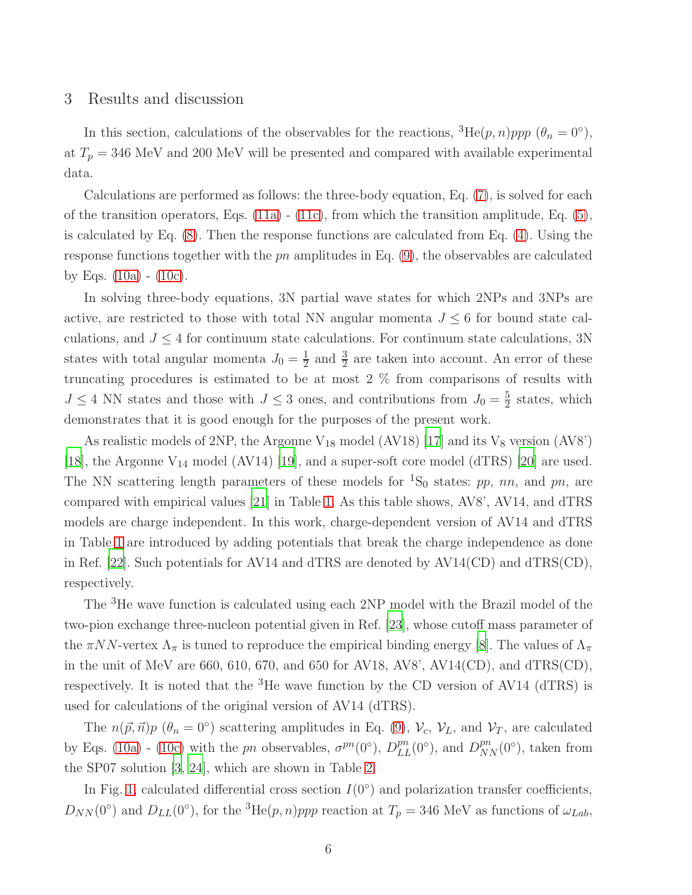## 3 Results and discussion

In this section, calculations of the observables for the reactions, ${}^3$He$(p,n)ppp$ ($\theta_n = 0^\circ$), at $T_p = 346$ MeV and 200 MeV will be presented and compared with available experimental data.

Calculations are performed as follows: the three-body equation, Eq. (7), is solved for each of the transition operators, Eqs. (11a) - (11c), from which the transition amplitude, Eq. (5), is calculated by Eq. (8). Then the response functions are calculated from Eq. (4). Using the response functions together with the $pn$ amplitudes in Eq. (9), the observables are calculated by Eqs. (10a) - (10c).

In solving three-body equations, 3N partial wave states for which 2NPs and 3NPs are active, are restricted to those with total NN angular momenta $J \leq 6$ for bound state calculations, and $J \leq 4$ for continuum state calculations. For continuum state calculations, 3N states with total angular momenta $J_0 = \frac{1}{2}$ and $\frac{3}{2}$ are taken into account. An error of these truncating procedures is estimated to be at most 2 % from comparisons of results with $J \leq 4$ NN states and those with $J \leq 3$ ones, and contributions from $J_0 = \frac{5}{2}$ states, which demonstrates that it is good enough for the purposes of the present work.

As realistic models of 2NP, the Argonne $V_{18}$ model (AV18) [17] and its $V_8$ version (AV8') [18], the Argonne $V_{14}$ model (AV14) [19], and a super-soft core model (dTRS) [20] are used. The NN scattering length parameters of these models for ${}^1S_0$ states: $pp$, $nn$, and $pn$, are compared with empirical values [21] in Table 1. As this table shows, AV8', AV14, and dTRS models are charge independent. In this work, charge-dependent version of AV14 and dTRS in Table 1 are introduced by adding potentials that break the charge independence as done in Ref. [22]. Such potentials for AV14 and dTRS are denoted by AV14(CD) and dTRS(CD), respectively.

The ${}^3$He wave function is calculated using each 2NP model with the Brazil model of the two-pion exchange three-nucleon potential given in Ref. [23], whose cutoff mass parameter of the $\pi NN$-vertex $\Lambda_\pi$ is tuned to reproduce the empirical binding energy [8]. The values of $\Lambda_\pi$ in the unit of MeV are 660, 610, 670, and 650 for AV18, AV8', AV14(CD), and dTRS(CD), respectively. It is noted that the ${}^3$He wave function by the CD version of AV14 (dTRS) is used for calculations of the original version of AV14 (dTRS).

The $n(\vec{p},\vec{n})p$ ($\theta_n = 0^\circ$) scattering amplitudes in Eq. (9), $\mathcal{V}_c$, $\mathcal{V}_L$, and $\mathcal{V}_T$, are calculated by Eqs. (10a) - (10c) with the $pn$ observables, $\sigma^{pn}(0^\circ)$, $D^{pn}_{LL}(0^\circ)$, and $D^{pn}_{NN}(0^\circ)$, taken from the SP07 solution [3, 24], which are shown in Table 2.

In Fig. 1, calculated differential cross section $I(0^\circ)$ and polarization transfer coefficients, $D_{NN}(0^\circ)$ and $D_{LL}(0^\circ)$, for the ${}^3$He$(p,n)ppp$ reaction at $T_p = 346$ MeV as functions of $\omega_{Lab}$,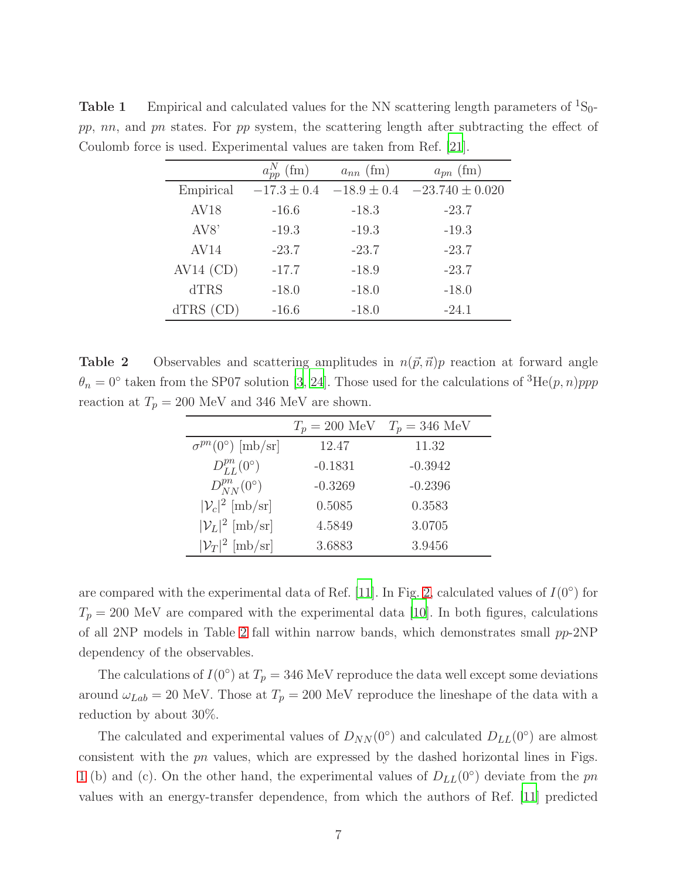**Table 1** Empirical and calculated values for the NN scattering length parameters of $^1S_0$-$pp$, $nn$, and $pn$ states. For $pp$ system, the scattering length after subtracting the effect of Coulomb force is used. Experimental values are taken from Ref. [21].

| | $a_{pp}^N$ (fm) | $a_{nn}$ (fm) | $a_{pn}$ (fm) |
|---|---|---|---|
| Empirical | $-17.3 \pm 0.4$ | $-18.9 \pm 0.4$ | $-23.740 \pm 0.020$ |
| AV18 | -16.6 | -18.3 | -23.7 |
| AV8' | -19.3 | -19.3 | -19.3 |
| AV14 | -23.7 | -23.7 | -23.7 |
| AV14 (CD) | -17.7 | -18.9 | -23.7 |
| dTRS | -18.0 | -18.0 | -18.0 |
| dTRS (CD) | -16.6 | -18.0 | -24.1 |

**Table 2** Observables and scattering amplitudes in $n(\vec{p},\vec{n})p$ reaction at forward angle $\theta_n = 0^\circ$ taken from the SP07 solution [3, 24]. Those used for the calculations of $^3$He$(p,n)ppp$ reaction at $T_p = 200$ MeV and 346 MeV are shown.

| | $T_p = 200$ MeV | $T_p = 346$ MeV |
|---|---|---|
| $\sigma^{pn}(0^\circ)$ [mb/sr] | 12.47 | 11.32 |
| $D_{LL}^{pn}(0^\circ)$ | -0.1831 | -0.3942 |
| $D_{NN}^{pn}(0^\circ)$ | -0.3269 | -0.2396 |
| $\lvert\mathcal{V}_c\rvert^2$ [mb/sr] | 0.5085 | 0.3583 |
| $\lvert\mathcal{V}_L\rvert^2$ [mb/sr] | 4.5849 | 3.0705 |
| $\lvert\mathcal{V}_T\rvert^2$ [mb/sr] | 3.6883 | 3.9456 |

are compared with the experimental data of Ref. [11]. In Fig. 2, calculated values of $I(0^\circ)$ for $T_p = 200$ MeV are compared with the experimental data [10]. In both figures, calculations of all 2NP models in Table 2 fall within narrow bands, which demonstrates small $pp$-2NP dependency of the observables.

The calculations of $I(0^\circ)$ at $T_p = 346$ MeV reproduce the data well except some deviations around $\omega_{Lab} = 20$ MeV. Those at $T_p = 200$ MeV reproduce the lineshape of the data with a reduction by about 30%.

The calculated and experimental values of $D_{NN}(0^\circ)$ and calculated $D_{LL}(0^\circ)$ are almost consistent with the $pn$ values, which are expressed by the dashed horizontal lines in Figs. 1 (b) and (c). On the other hand, the experimental values of $D_{LL}(0^\circ)$ deviate from the $pn$ values with an energy-transfer dependence, from which the authors of Ref. [11] predicted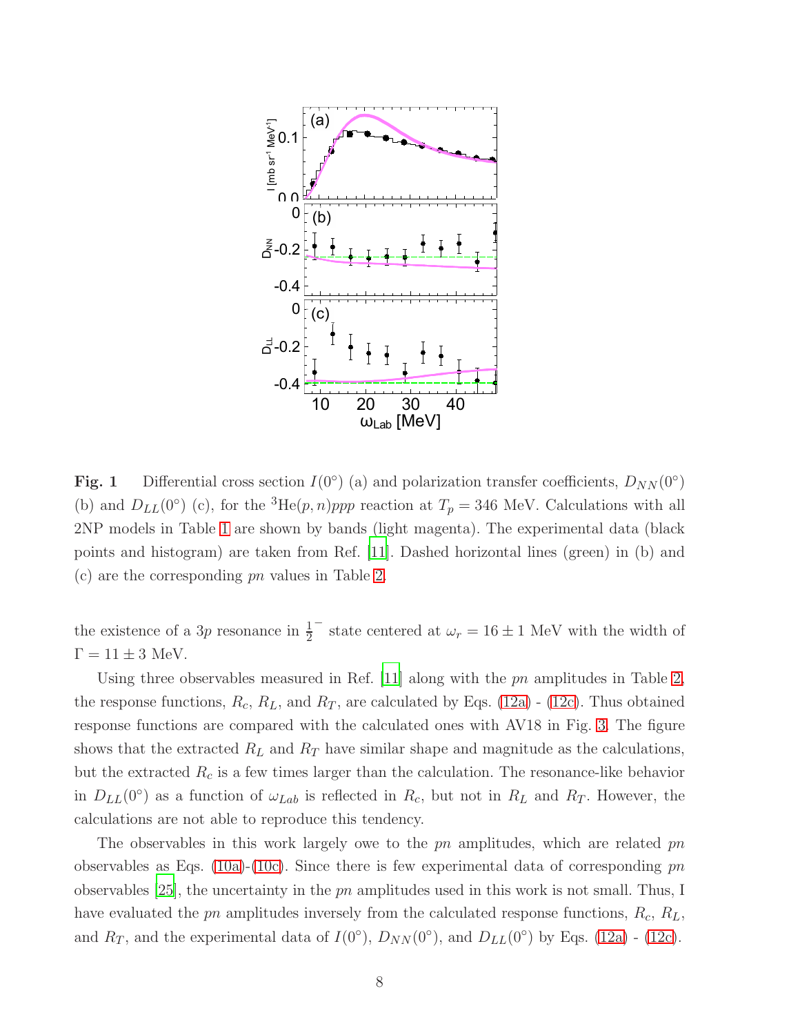Fig. 1 Differential cross section $I(0^\circ)$ (a) and polarization transfer coefficients, $D_{NN}(0^\circ)$ (b) and $D_{LL}(0^\circ)$ (c), for the $^3$He$(p,n)ppp$ reaction at $T_p = 346$ MeV. Calculations with all 2NP models in Table 1 are shown by bands (light magenta). The experimental data (black points and histogram) are taken from Ref. [11]. Dashed horizontal lines (green) in (b) and (c) are the corresponding $pn$ values in Table 2.

the existence of a $3p$ resonance in $\frac{1}{2}^-$ state centered at $\omega_r = 16 \pm 1$ MeV with the width of $\Gamma = 11 \pm 3$ MeV.

Using three observables measured in Ref. [11] along with the $pn$ amplitudes in Table 2, the response functions, $R_c$, $R_L$, and $R_T$, are calculated by Eqs. (12a) - (12c). Thus obtained response functions are compared with the calculated ones with AV18 in Fig. 3. The figure shows that the extracted $R_L$ and $R_T$ have similar shape and magnitude as the calculations, but the extracted $R_c$ is a few times larger than the calculation. The resonance-like behavior in $D_{LL}(0^\circ)$ as a function of $\omega_{Lab}$ is reflected in $R_c$, but not in $R_L$ and $R_T$. However, the calculations are not able to reproduce this tendency.

The observables in this work largely owe to the $pn$ amplitudes, which are related $pn$ observables as Eqs. (10a)-(10c). Since there is few experimental data of corresponding $pn$ observables [25], the uncertainty in the $pn$ amplitudes used in this work is not small. Thus, I have evaluated the $pn$ amplitudes inversely from the calculated response functions, $R_c$, $R_L$, and $R_T$, and the experimental data of $I(0^\circ)$, $D_{NN}(0^\circ)$, and $D_{LL}(0^\circ)$ by Eqs. (12a) - (12c).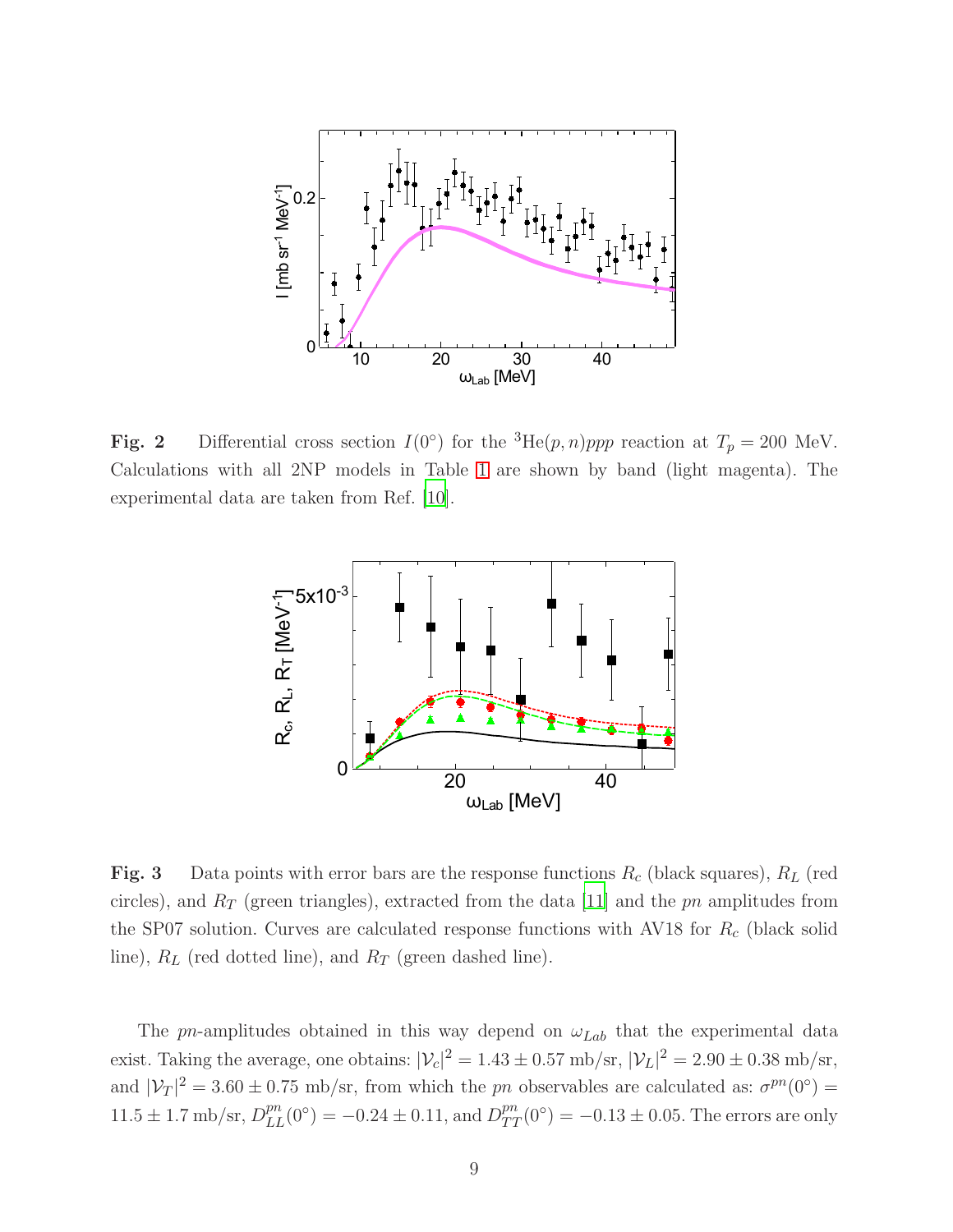**Fig. 2** Differential cross section $I(0^\circ)$ for the $^3$He$(p,n)ppp$ reaction at $T_p = 200$ MeV. Calculations with all 2NP models in Table 1 are shown by band (light magenta). The experimental data are taken from Ref. [10].

**Fig. 3** Data points with error bars are the response functions $R_c$ (black squares), $R_L$ (red circles), and $R_T$ (green triangles), extracted from the data [11] and the $pn$ amplitudes from the SP07 solution. Curves are calculated response functions with AV18 for $R_c$ (black solid line), $R_L$ (red dotted line), and $R_T$ (green dashed line).

The $pn$-amplitudes obtained in this way depend on $\omega_{Lab}$ that the experimental data exist. Taking the average, one obtains: $|\mathcal{V}_c|^2 = 1.43 \pm 0.57$ mb/sr, $|\mathcal{V}_L|^2 = 2.90 \pm 0.38$ mb/sr, and $|\mathcal{V}_T|^2 = 3.60 \pm 0.75$ mb/sr, from which the $pn$ observables are calculated as: $\sigma^{pn}(0^\circ) = 11.5 \pm 1.7$ mb/sr, $D^{pn}_{LL}(0^\circ) = -0.24 \pm 0.11$, and $D^{pn}_{TT}(0^\circ) = -0.13 \pm 0.05$. The errors are only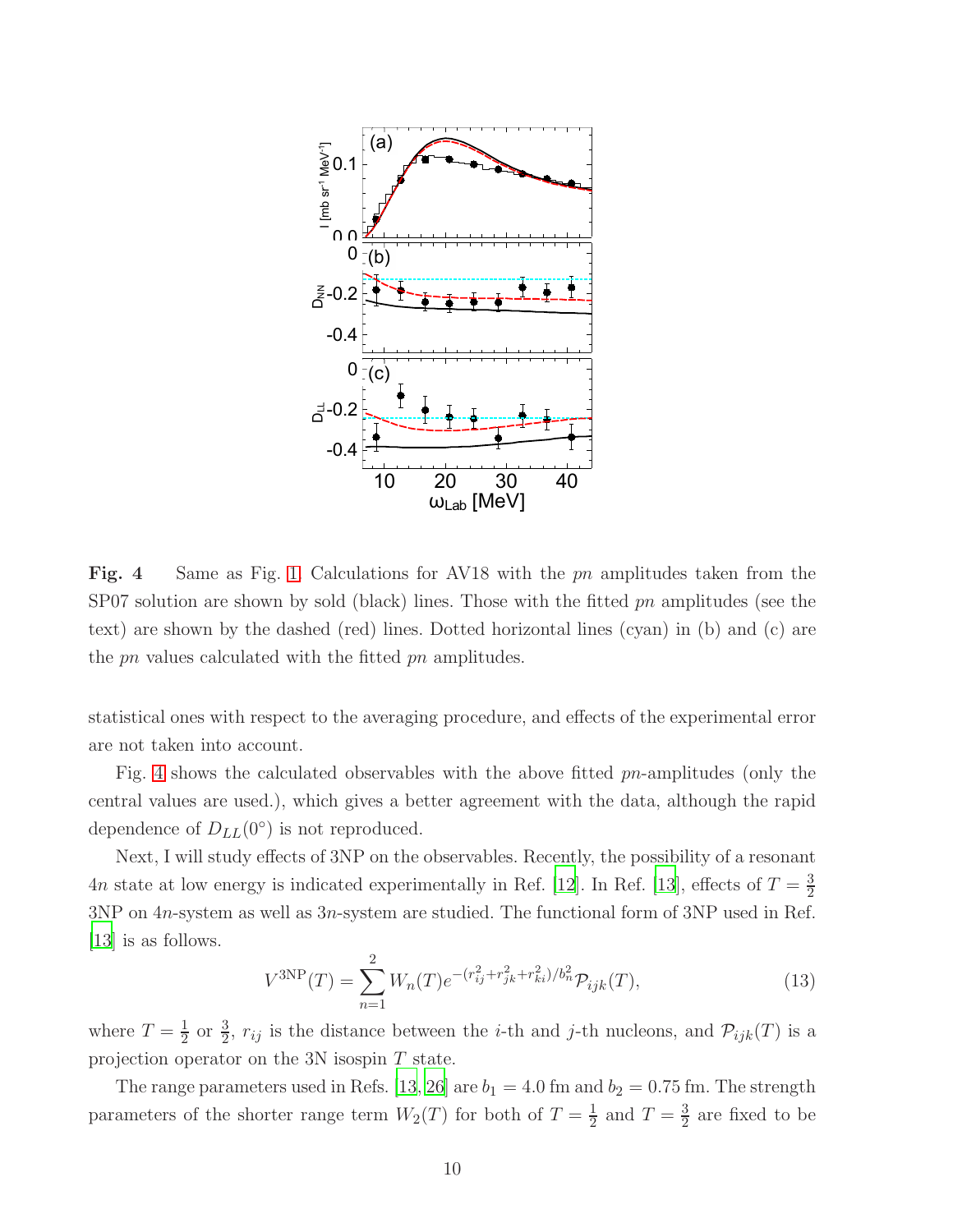**Fig. 4** Same as Fig. 1. Calculations for AV18 with the $pn$ amplitudes taken from the SP07 solution are shown by sold (black) lines. Those with the fitted $pn$ amplitudes (see the text) are shown by the dashed (red) lines. Dotted horizontal lines (cyan) in (b) and (c) are the $pn$ values calculated with the fitted $pn$ amplitudes.

statistical ones with respect to the averaging procedure, and effects of the experimental error are not taken into account.

Fig. 4 shows the calculated observables with the above fitted $pn$-amplitudes (only the central values are used.), which gives a better agreement with the data, although the rapid dependence of $D_{LL}(0^\circ)$ is not reproduced.

Next, I will study effects of 3NP on the observables. Recently, the possibility of a resonant $4n$ state at low energy is indicated experimentally in Ref. [12]. In Ref. [13], effects of $T = \frac{3}{2}$ 3NP on $4n$-system as well as $3n$-system are studied. The functional form of 3NP used in Ref. [13] is as follows.

$$V^{\mathrm{3NP}}(T) = \sum_{n=1}^{2} W_n(T) e^{-(r_{ij}^2 + r_{jk}^2 + r_{ki}^2)/b_n^2} \mathcal{P}_{ijk}(T), \tag{13}$$

where $T = \frac{1}{2}$ or $\frac{3}{2}$, $r_{ij}$ is the distance between the $i$-th and $j$-th nucleons, and $\mathcal{P}_{ijk}(T)$ is a projection operator on the 3N isospin $T$ state.

The range parameters used in Refs. [13, 26] are $b_1 = 4.0$ fm and $b_2 = 0.75$ fm. The strength parameters of the shorter range term $W_2(T)$ for both of $T = \frac{1}{2}$ and $T = \frac{3}{2}$ are fixed to be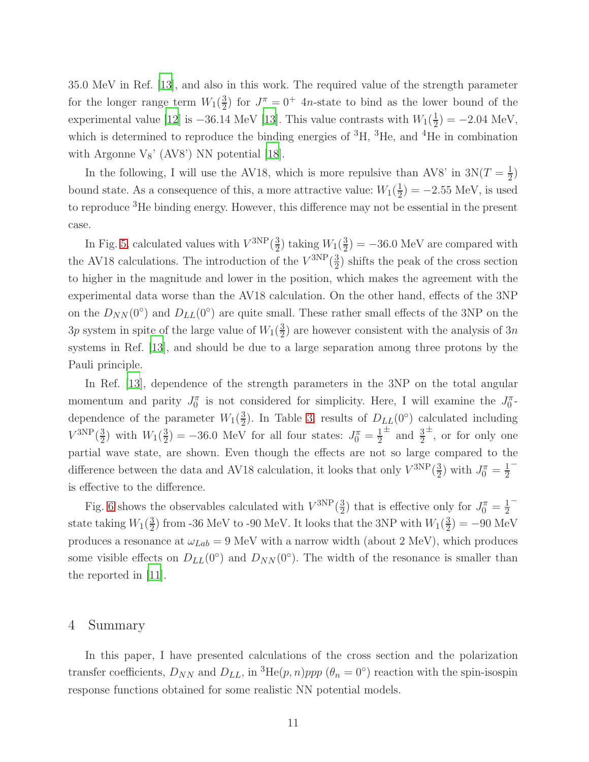35.0 MeV in Ref. [13], and also in this work. The required value of the strength parameter for the longer range term $W_1(\frac{3}{2})$ for $J^\pi = 0^+$ $4n$-state to bind as the lower bound of the experimental value [12] is $-36.14$ MeV [13]. This value contrasts with $W_1(\frac{1}{2}) = -2.04$ MeV, which is determined to reproduce the binding energies of $^3$H, $^3$He, and $^4$He in combination with Argonne V$_8$' (AV8') NN potential [18].

In the following, I will use the AV18, which is more repulsive than AV8' in 3N($T = \frac{1}{2}$) bound state. As a consequence of this, a more attractive value: $W_1(\frac{1}{2}) = -2.55$ MeV, is used to reproduce $^3$He binding energy. However, this difference may not be essential in the present case.

In Fig. 5, calculated values with $V^{\rm 3NP}(\frac{3}{2})$ taking $W_1(\frac{3}{2}) = -36.0$ MeV are compared with the AV18 calculations. The introduction of the $V^{\rm 3NP}(\frac{3}{2})$ shifts the peak of the cross section to higher in the magnitude and lower in the position, which makes the agreement with the experimental data worse than the AV18 calculation. On the other hand, effects of the 3NP on the $D_{NN}(0^\circ)$ and $D_{LL}(0^\circ)$ are quite small. These rather small effects of the 3NP on the $3p$ system in spite of the large value of $W_1(\frac{3}{2})$ are however consistent with the analysis of $3n$ systems in Ref. [13], and should be due to a large separation among three protons by the Pauli principle.

In Ref. [13], dependence of the strength parameters in the 3NP on the total angular momentum and parity $J_0^\pi$ is not considered for simplicity. Here, I will examine the $J_0^\pi$-dependence of the parameter $W_1(\frac{3}{2})$. In Table 3, results of $D_{LL}(0^\circ)$ calculated including $V^{\rm 3NP}(\frac{3}{2})$ with $W_1(\frac{3}{2}) = -36.0$ MeV for all four states: $J_0^\pi = \frac{1}{2}^\pm$ and $\frac{3}{2}^\pm$, or for only one partial wave state, are shown. Even though the effects are not so large compared to the difference between the data and AV18 calculation, it looks that only $V^{\rm 3NP}(\frac{3}{2})$ with $J_0^\pi = \frac{1}{2}^-$ is effective to the difference.

Fig. 6 shows the observables calculated with $V^{\rm 3NP}(\frac{3}{2})$ that is effective only for $J_0^\pi = \frac{1}{2}^-$ state taking $W_1(\frac{3}{2})$ from -36 MeV to -90 MeV. It looks that the 3NP with $W_1(\frac{3}{2}) = -90$ MeV produces a resonance at $\omega_{Lab} = 9$ MeV with a narrow width (about 2 MeV), which produces some visible effects on $D_{LL}(0^\circ)$ and $D_{NN}(0^\circ)$. The width of the resonance is smaller than the reported in [11].

## 4 Summary

In this paper, I have presented calculations of the cross section and the polarization transfer coefficients, $D_{NN}$ and $D_{LL}$, in $^3$He$(p,n)ppp$ ($\theta_n = 0^\circ$) reaction with the spin-isospin response functions obtained for some realistic NN potential models.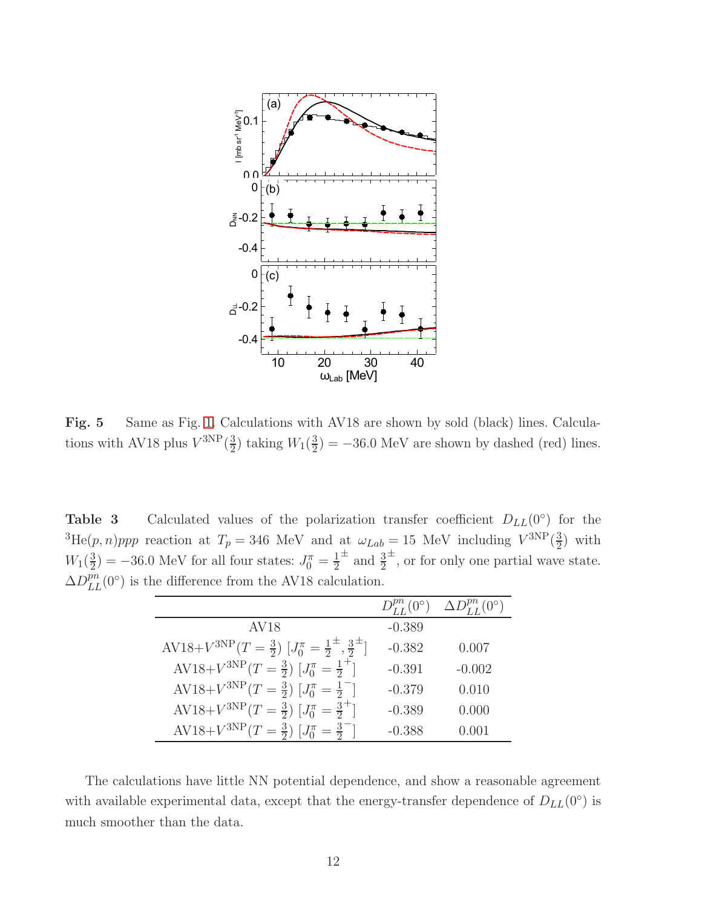**Fig. 5** Same as Fig. 1. Calculations with AV18 are shown by sold (black) lines. Calculations with AV18 plus $V^{3\mathrm{NP}}(\frac{3}{2})$ taking $W_1(\frac{3}{2}) = -36.0$ MeV are shown by dashed (red) lines.

**Table 3** Calculated values of the polarization transfer coefficient $D_{LL}(0°)$ for the $^3$He$(p,n)ppp$ reaction at $T_p = 346$ MeV and at $\omega_{Lab} = 15$ MeV including $V^{3\mathrm{NP}}(\frac{3}{2})$ with $W_1(\frac{3}{2}) = -36.0$ MeV for all four states: $J_0^\pi = \frac{1}{2}^\pm$ and $\frac{3}{2}^\pm$, or for only one partial wave state. $\Delta D_{LL}^{pn}(0°)$ is the difference from the AV18 calculation.

| | $D_{LL}^{pn}(0°)$ | $\Delta D_{LL}^{pn}(0°)$ |
|---|---|---|
| AV18 | -0.389 | |
| AV18+$V^{3\mathrm{NP}}(T=\frac{3}{2})$ $[J_0^\pi = \frac{1}{2}^\pm, \frac{3}{2}^\pm]$ | -0.382 | 0.007 |
| AV18+$V^{3\mathrm{NP}}(T=\frac{3}{2})$ $[J_0^\pi = \frac{1}{2}^+]$ | -0.391 | -0.002 |
| AV18+$V^{3\mathrm{NP}}(T=\frac{3}{2})$ $[J_0^\pi = \frac{1}{2}^-]$ | -0.379 | 0.010 |
| AV18+$V^{3\mathrm{NP}}(T=\frac{3}{2})$ $[J_0^\pi = \frac{3}{2}^+]$ | -0.389 | 0.000 |
| AV18+$V^{3\mathrm{NP}}(T=\frac{3}{2})$ $[J_0^\pi = \frac{3}{2}^-]$ | -0.388 | 0.001 |

The calculations have little NN potential dependence, and show a reasonable agreement with available experimental data, except that the energy-transfer dependence of $D_{LL}(0°)$ is much smoother than the data.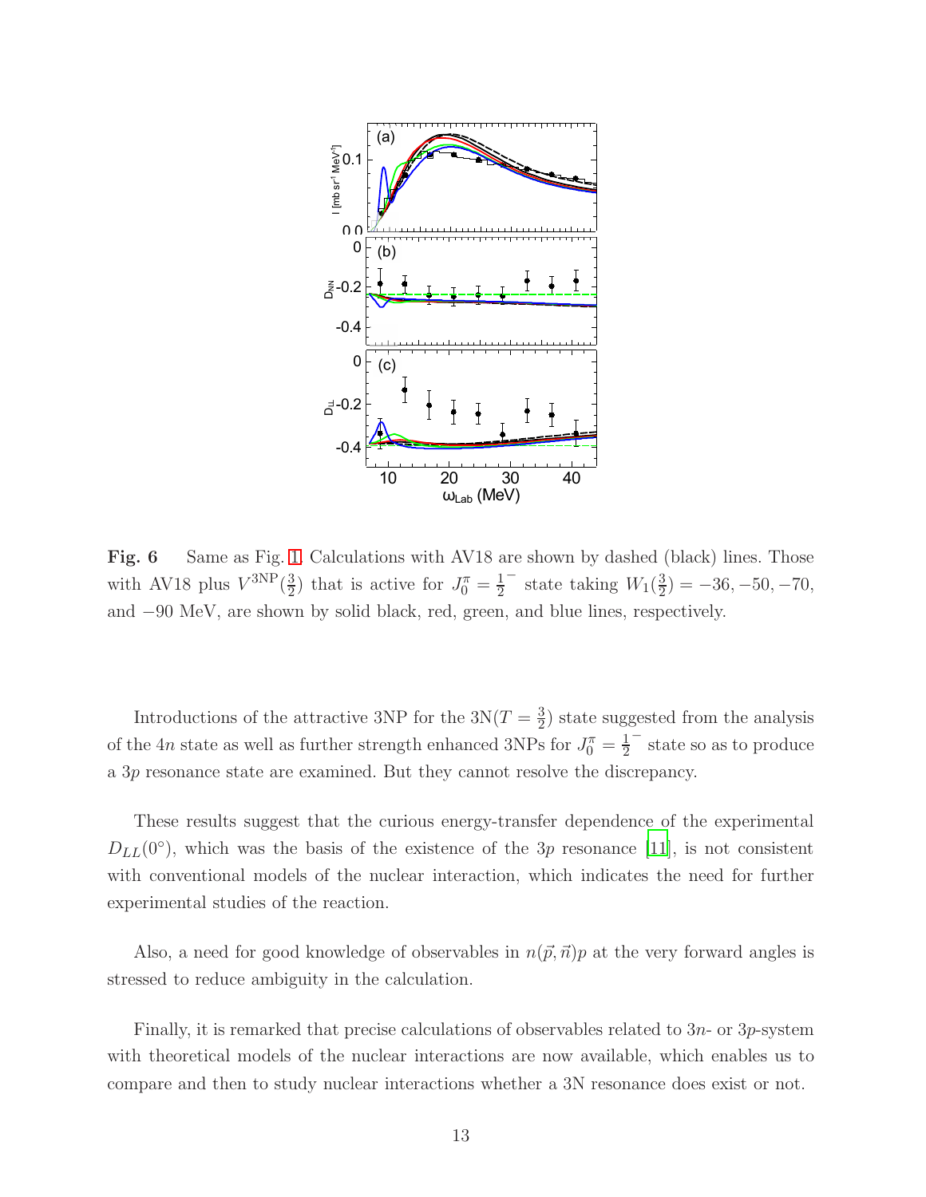**Fig. 6** Same as Fig. 1. Calculations with AV18 are shown by dashed (black) lines. Those with AV18 plus $V^{3\mathrm{NP}}(\frac{3}{2})$ that is active for $J_0^\pi = \frac{1}{2}^-$ state taking $W_1(\frac{3}{2}) = -36, -50, -70,$ and $-90$ MeV, are shown by solid black, red, green, and blue lines, respectively.

Introductions of the attractive 3NP for the 3N($T = \frac{3}{2}$) state suggested from the analysis of the $4n$ state as well as further strength enhanced 3NPs for $J_0^\pi = \frac{1}{2}^-$ state so as to produce a $3p$ resonance state are examined. But they cannot resolve the discrepancy.

These results suggest that the curious energy-transfer dependence of the experimental $D_{LL}(0^\circ)$, which was the basis of the existence of the $3p$ resonance [11], is not consistent with conventional models of the nuclear interaction, which indicates the need for further experimental studies of the reaction.

Also, a need for good knowledge of observables in $n(\vec{p}, \vec{n})p$ at the very forward angles is stressed to reduce ambiguity in the calculation.

Finally, it is remarked that precise calculations of observables related to $3n$- or $3p$-system with theoretical models of the nuclear interactions are now available, which enables us to compare and then to study nuclear interactions whether a 3N resonance does exist or not.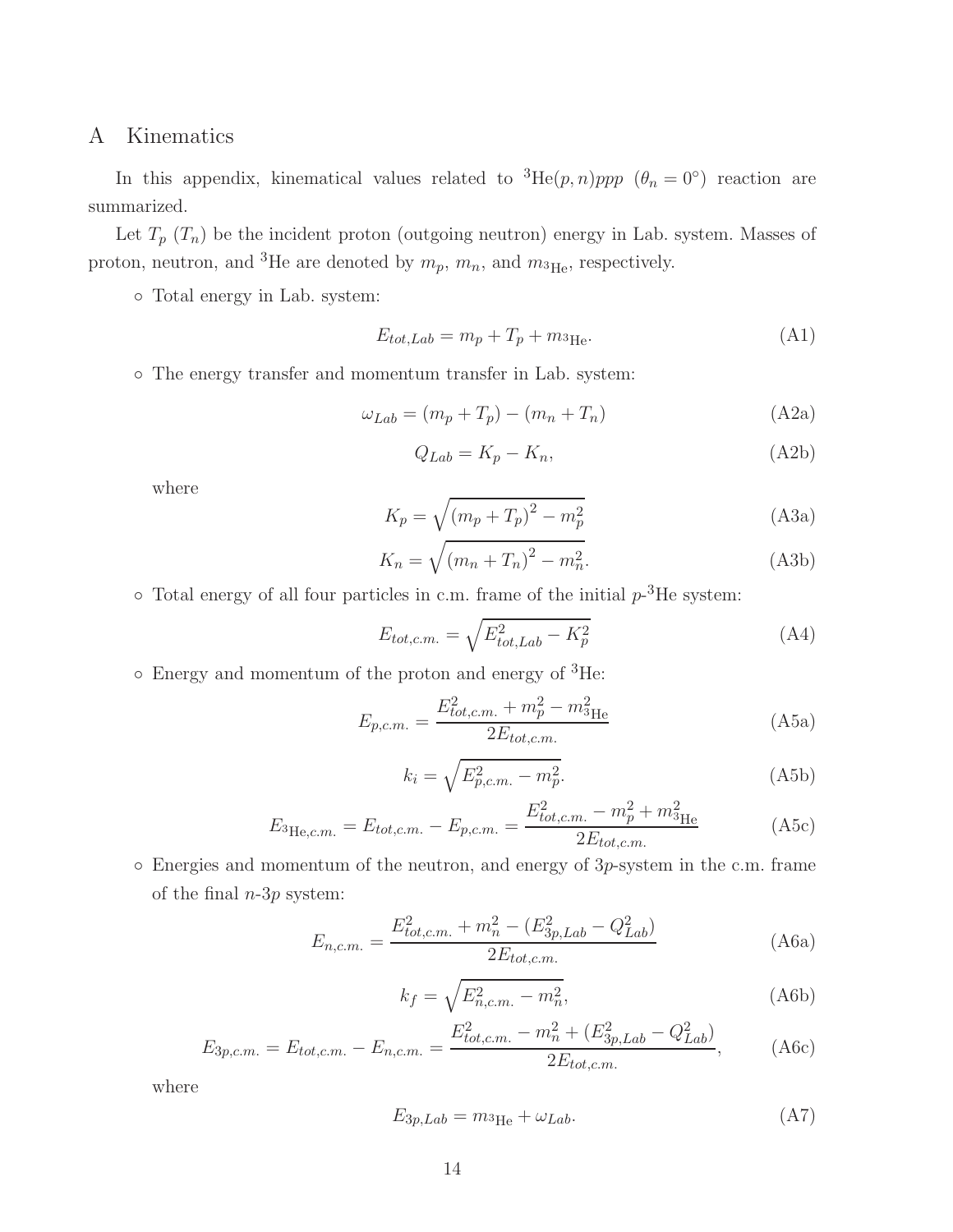# A Kinematics

In this appendix, kinematical values related to $^3$He$(p,n)ppp$ ($\theta_n = 0^\circ$) reaction are summarized.

Let $T_p$ ($T_n$) be the incident proton (outgoing neutron) energy in Lab. system. Masses of proton, neutron, and $^3$He are denoted by $m_p$, $m_n$, and $m_{^3\mathrm{He}}$, respectively.

- Total energy in Lab. system:

$$E_{tot,Lab} = m_p + T_p + m_{^3\mathrm{He}}. \tag{A1}$$

- The energy transfer and momentum transfer in Lab. system:

$$\omega_{Lab} = (m_p + T_p) - (m_n + T_n) \tag{A2a}$$

$$Q_{Lab} = K_p - K_n, \tag{A2b}$$

where

$$K_p = \sqrt{(m_p + T_p)^2 - m_p^2} \tag{A3a}$$

$$K_n = \sqrt{(m_n + T_n)^2 - m_n^2}. \tag{A3b}$$

- Total energy of all four particles in c.m. frame of the initial $p$-$^3$He system:

$$E_{tot,c.m.} = \sqrt{E_{tot,Lab}^2 - K_p^2} \tag{A4}$$

- Energy and momentum of the proton and energy of $^3$He:

$$E_{p,c.m.} = \frac{E_{tot,c.m.}^2 + m_p^2 - m_{^3\mathrm{He}}^2}{2E_{tot,c.m.}} \tag{A5a}$$

$$k_i = \sqrt{E_{p,c.m.}^2 - m_p^2}. \tag{A5b}$$

$$E_{^3\mathrm{He},c.m.} = E_{tot,c.m.} - E_{p,c.m.} = \frac{E_{tot,c.m.}^2 - m_p^2 + m_{^3\mathrm{He}}^2}{2E_{tot,c.m.}} \tag{A5c}$$

- Energies and momentum of the neutron, and energy of $3p$-system in the c.m. frame of the final $n$-$3p$ system:

$$E_{n,c.m.} = \frac{E_{tot,c.m.}^2 + m_n^2 - (E_{3p,Lab}^2 - Q_{Lab}^2)}{2E_{tot,c.m.}} \tag{A6a}$$

$$k_f = \sqrt{E_{n,c.m.}^2 - m_n^2}, \tag{A6b}$$

$$E_{3p,c.m.} = E_{tot,c.m.} - E_{n,c.m.} = \frac{E_{tot,c.m.}^2 - m_n^2 + (E_{3p,Lab}^2 - Q_{Lab}^2)}{2E_{tot,c.m.}}, \tag{A6c}$$

where

$$E_{3p,Lab} = m_{^3\mathrm{He}} + \omega_{Lab}. \tag{A7}$$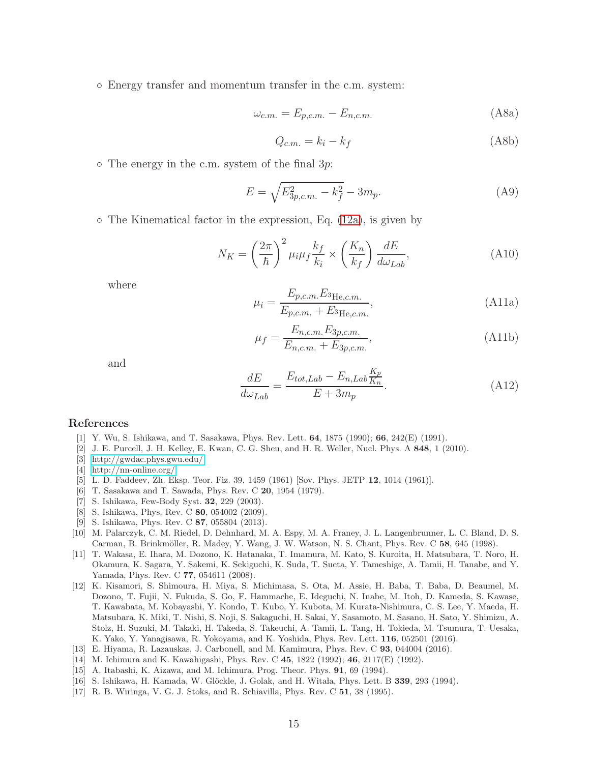- ◦ Energy transfer and momentum transfer in the c.m. system:

$$\omega_{c.m.} = E_{p,c.m.} - E_{n,c.m.} \tag{A8a}$$

$$Q_{c.m.} = k_i - k_f \tag{A8b}$$

- ◦ The energy in the c.m. system of the final $3p$:

$$E = \sqrt{E_{3p,c.m.}^2 - k_f^2} - 3m_p. \tag{A9}$$

- ◦ The Kinematical factor in the expression, Eq. (12a), is given by

$$N_K = \left(\frac{2\pi}{\hbar}\right)^2 \mu_i \mu_f \frac{k_f}{k_i} \times \left(\frac{K_n}{k_f}\right) \frac{dE}{d\omega_{Lab}}, \tag{A10}$$

where

$$\mu_i = \frac{E_{p,c.m.} E_{^3\mathrm{He},c.m.}}{E_{p,c.m.} + E_{^3\mathrm{He},c.m.}}, \tag{A11a}$$

$$\mu_f = \frac{E_{n,c.m.} E_{3p,c.m.}}{E_{n,c.m.} + E_{3p,c.m.}}, \tag{A11b}$$

and

$$\frac{dE}{d\omega_{Lab}} = \frac{E_{tot,Lab} - E_{n,Lab}\frac{K_p}{K_n}}{E + 3m_p}. \tag{A12}$$

## References

[1] Y. Wu, S. Ishikawa, and T. Sasakawa, Phys. Rev. Lett. **64**, 1875 (1990); **66**, 242(E) (1991).

[2] J. E. Purcell, J. H. Kelley, E. Kwan, C. G. Sheu, and H. R. Weller, Nucl. Phys. A **848**, 1 (2010).

[3] http://gwdac.phys.gwu.edu/

[4] http://nn-online.org/

[5] L. D. Faddeev, Zh. Eksp. Teor. Fiz. 39, 1459 (1961) [Sov. Phys. JETP **12**, 1014 (1961)].

[6] T. Sasakawa and T. Sawada, Phys. Rev. C **20**, 1954 (1979).

[7] S. Ishikawa, Few-Body Syst. **32**, 229 (2003).

[8] S. Ishikawa, Phys. Rev. C **80**, 054002 (2009).

[9] S. Ishikawa, Phys. Rev. C **87**, 055804 (2013).

[10] M. Palarczyk, C. M. Riedel, D. Dehnhard, M. A. Espy, M. A. Franey, J. L. Langenbrunner, L. C. Bland, D. S. Carman, B. Brinkmöller, R. Madey, Y. Wang, J. W. Watson, N. S. Chant, Phys. Rev. C **58**, 645 (1998).

[11] T. Wakasa, E. Ihara, M. Dozono, K. Hatanaka, T. Imamura, M. Kato, S. Kuroita, H. Matsubara, T. Noro, H. Okamura, K. Sagara, Y. Sakemi, K. Sekiguchi, K. Suda, T. Sueta, Y. Tameshige, A. Tamii, H. Tanabe, and Y. Yamada, Phys. Rev. C **77**, 054611 (2008).

[12] K. Kisamori, S. Shimoura, H. Miya, S. Michimasa, S. Ota, M. Assie, H. Baba, T. Baba, D. Beaumel, M. Dozono, T. Fujii, N. Fukuda, S. Go, F. Hammache, E. Ideguchi, N. Inabe, M. Itoh, D. Kameda, S. Kawase, T. Kawabata, M. Kobayashi, Y. Kondo, T. Kubo, Y. Kubota, M. Kurata-Nishimura, C. S. Lee, Y. Maeda, H. Matsubara, K. Miki, T. Nishi, S. Noji, S. Sakaguchi, H. Sakai, Y. Sasamoto, M. Sasano, H. Sato, Y. Shimizu, A. Stolz, H. Suzuki, M. Takaki, H. Takeda, S. Takeuchi, A. Tamii, L. Tang, H. Tokieda, M. Tsumura, T. Uesaka, K. Yako, Y. Yanagisawa, R. Yokoyama, and K. Yoshida, Phys. Rev. Lett. **116**, 052501 (2016).

[13] E. Hiyama, R. Lazauskas, J. Carbonell, and M. Kamimura, Phys. Rev. C **93**, 044004 (2016).

[14] M. Ichimura and K. Kawahigashi, Phys. Rev. C **45**, 1822 (1992); **46**, 2117(E) (1992).

[15] A. Itabashi, K. Aizawa, and M. Ichimura, Prog. Theor. Phys. **91**, 69 (1994).

[16] S. Ishikawa, H. Kamada, W. Glöckle, J. Golak, and H. Witała, Phys. Lett. B **339**, 293 (1994).

[17] R. B. Wiringa, V. G. J. Stoks, and R. Schiavilla, Phys. Rev. C **51**, 38 (1995).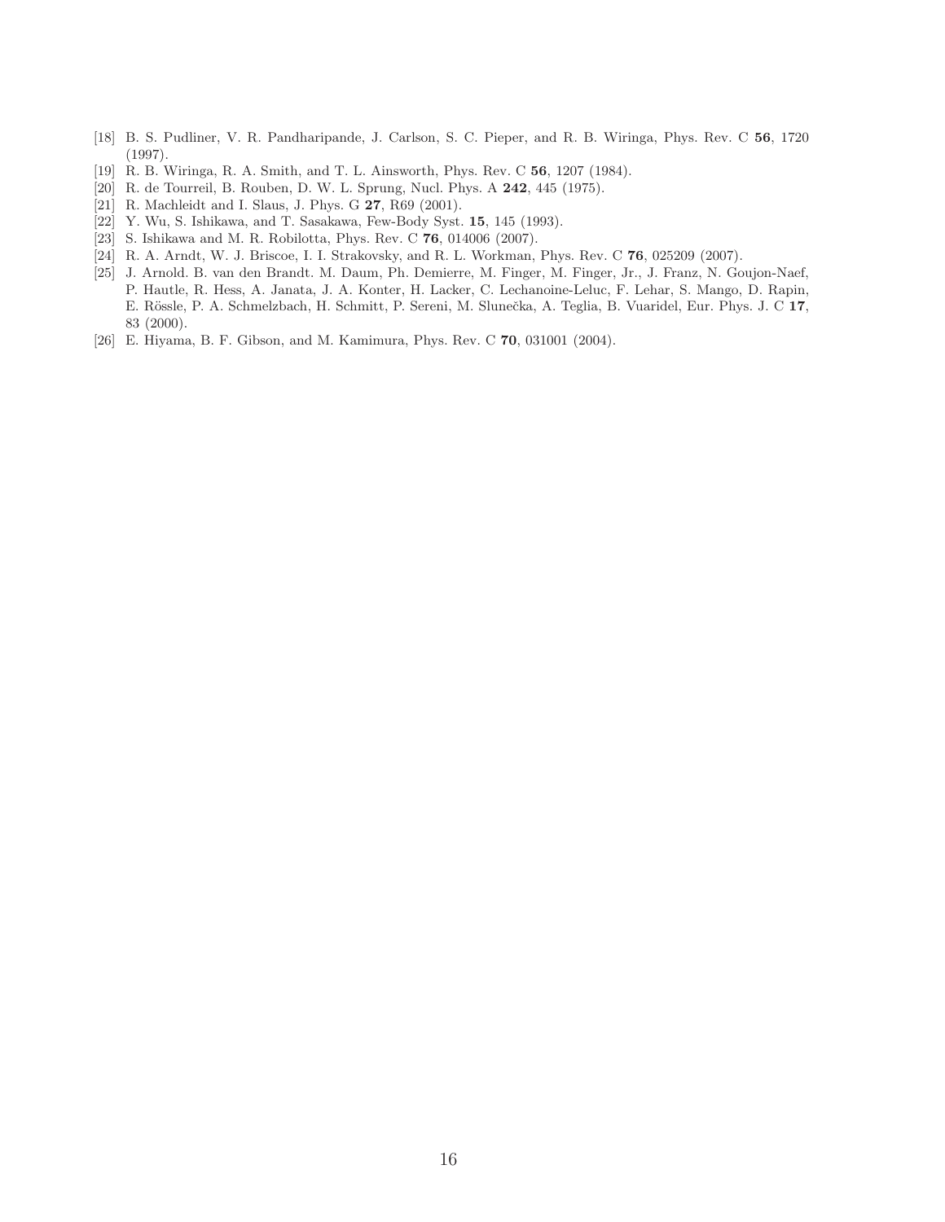[18] B. S. Pudliner, V. R. Pandharipande, J. Carlson, S. C. Pieper, and R. B. Wiringa, Phys. Rev. C **56**, 1720 (1997).

[19] R. B. Wiringa, R. A. Smith, and T. L. Ainsworth, Phys. Rev. C **56**, 1207 (1984).

[20] R. de Tourreil, B. Rouben, D. W. L. Sprung, Nucl. Phys. A **242**, 445 (1975).

[21] R. Machleidt and I. Slaus, J. Phys. G **27**, R69 (2001).

[22] Y. Wu, S. Ishikawa, and T. Sasakawa, Few-Body Syst. **15**, 145 (1993).

[23] S. Ishikawa and M. R. Robilotta, Phys. Rev. C **76**, 014006 (2007).

[24] R. A. Arndt, W. J. Briscoe, I. I. Strakovsky, and R. L. Workman, Phys. Rev. C **76**, 025209 (2007).

[25] J. Arnold. B. van den Brandt. M. Daum, Ph. Demierre, M. Finger, M. Finger, Jr., J. Franz, N. Goujon-Naef, P. Hautle, R. Hess, A. Janata, J. A. Konter, H. Lacker, C. Lechanoine-Leluc, F. Lehar, S. Mango, D. Rapin, E. Rössle, P. A. Schmelzbach, H. Schmitt, P. Sereni, M. Slunečka, A. Teglia, B. Vuaridel, Eur. Phys. J. C **17**, 83 (2000).

[26] E. Hiyama, B. F. Gibson, and M. Kamimura, Phys. Rev. C **70**, 031001 (2004).